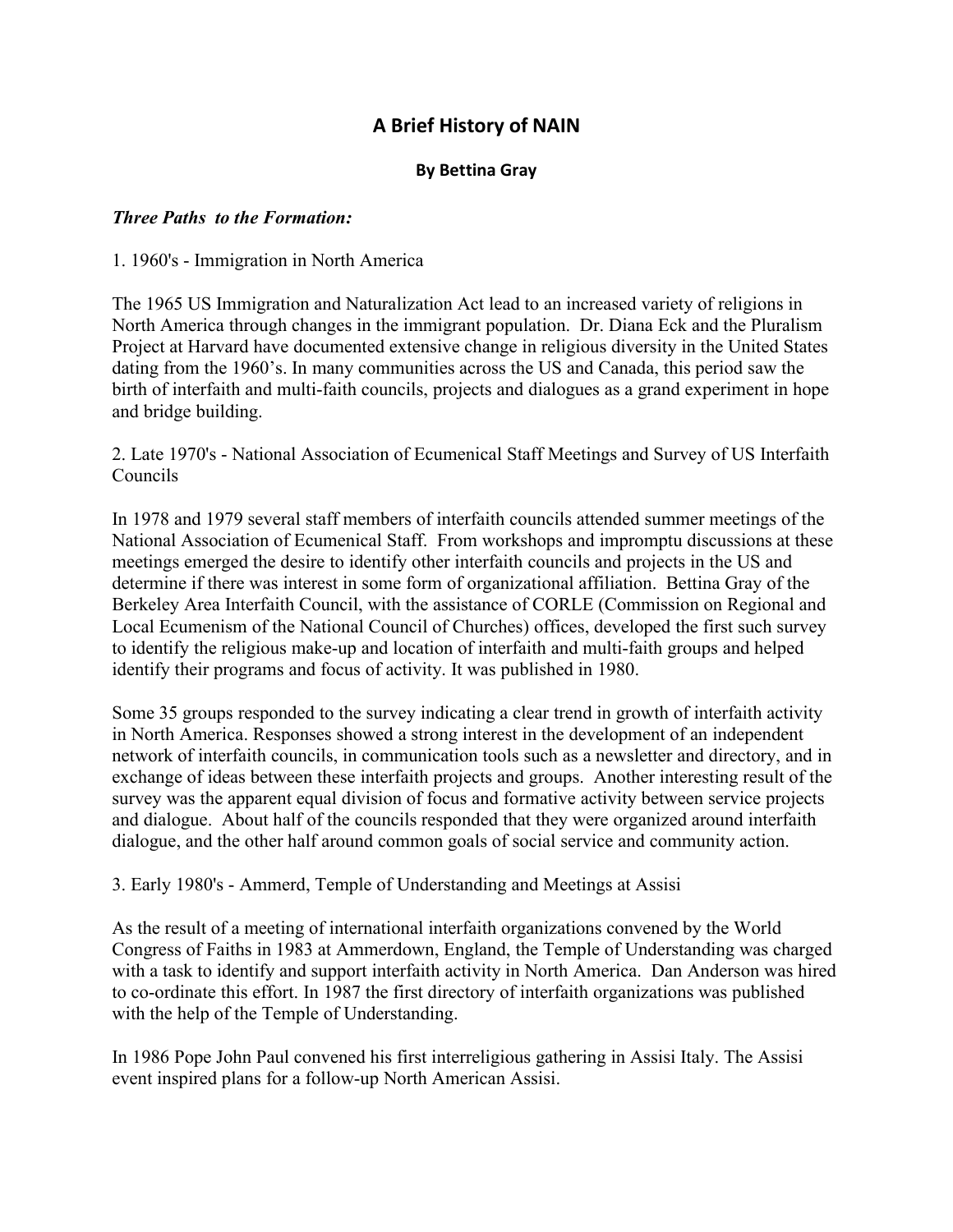# A Brief History of NAIN

**By Bettina Gray**

***Three Paths to the Formation:***

1. 1960's - Immigration in North America

The 1965 US Immigration and Naturalization Act lead to an increased variety of religions in North America through changes in the immigrant population. Dr. Diana Eck and the Pluralism Project at Harvard have documented extensive change in religious diversity in the United States dating from the 1960's. In many communities across the US and Canada, this period saw the birth of interfaith and multi-faith councils, projects and dialogues as a grand experiment in hope and bridge building.

2. Late 1970's - National Association of Ecumenical Staff Meetings and Survey of US Interfaith Councils

In 1978 and 1979 several staff members of interfaith councils attended summer meetings of the National Association of Ecumenical Staff. From workshops and impromptu discussions at these meetings emerged the desire to identify other interfaith councils and projects in the US and determine if there was interest in some form of organizational affiliation. Bettina Gray of the Berkeley Area Interfaith Council, with the assistance of CORLE (Commission on Regional and Local Ecumenism of the National Council of Churches) offices, developed the first such survey to identify the religious make-up and location of interfaith and multi-faith groups and helped identify their programs and focus of activity. It was published in 1980.

Some 35 groups responded to the survey indicating a clear trend in growth of interfaith activity in North America. Responses showed a strong interest in the development of an independent network of interfaith councils, in communication tools such as a newsletter and directory, and in exchange of ideas between these interfaith projects and groups. Another interesting result of the survey was the apparent equal division of focus and formative activity between service projects and dialogue. About half of the councils responded that they were organized around interfaith dialogue, and the other half around common goals of social service and community action.

3. Early 1980's - Ammerd, Temple of Understanding and Meetings at Assisi

As the result of a meeting of international interfaith organizations convened by the World Congress of Faiths in 1983 at Ammerdown, England, the Temple of Understanding was charged with a task to identify and support interfaith activity in North America. Dan Anderson was hired to co-ordinate this effort. In 1987 the first directory of interfaith organizations was published with the help of the Temple of Understanding.

In 1986 Pope John Paul convened his first interreligious gathering in Assisi Italy. The Assisi event inspired plans for a follow-up North American Assisi.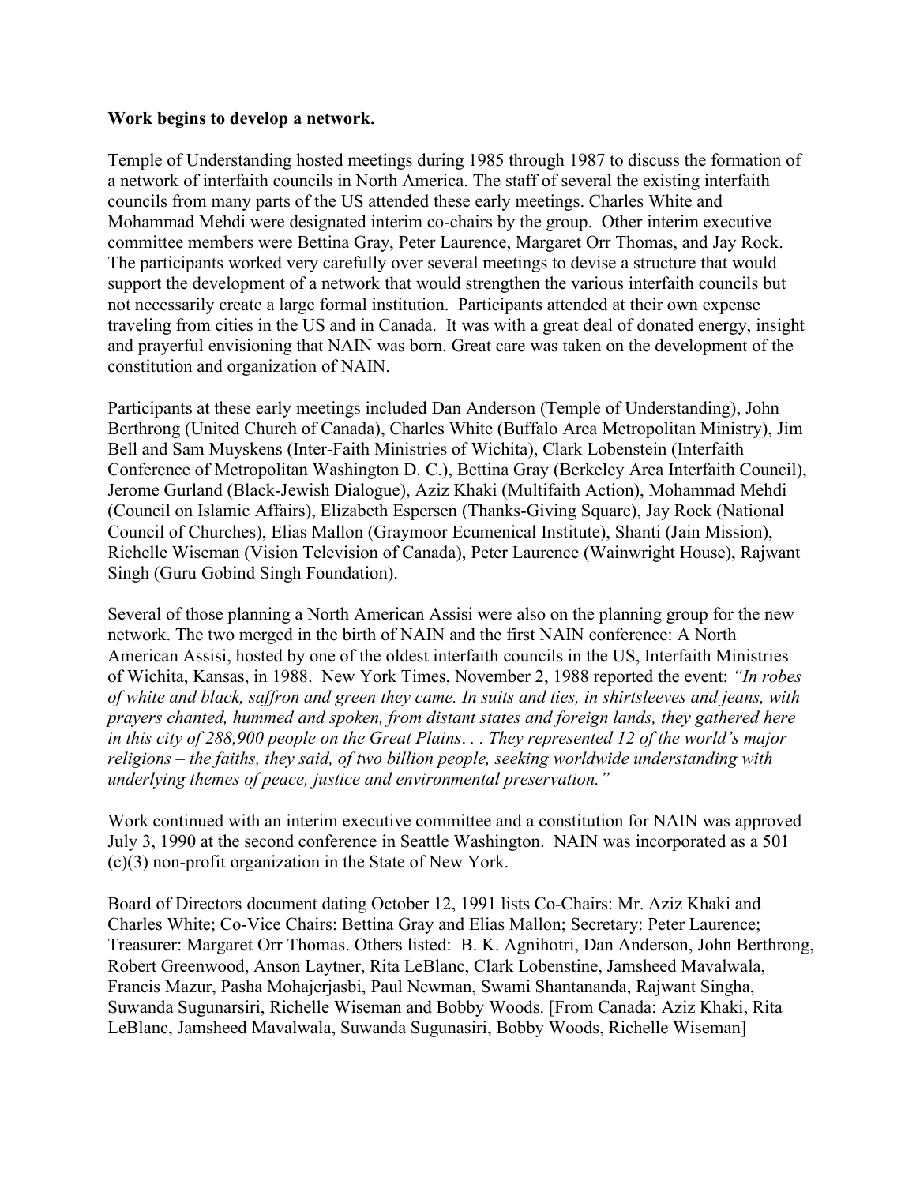**Work begins to develop a network.**

Temple of Understanding hosted meetings during 1985 through 1987 to discuss the formation of a network of interfaith councils in North America. The staff of several the existing interfaith councils from many parts of the US attended these early meetings. Charles White and Mohammad Mehdi were designated interim co-chairs by the group. Other interim executive committee members were Bettina Gray, Peter Laurence, Margaret Orr Thomas, and Jay Rock. The participants worked very carefully over several meetings to devise a structure that would support the development of a network that would strengthen the various interfaith councils but not necessarily create a large formal institution. Participants attended at their own expense traveling from cities in the US and in Canada. It was with a great deal of donated energy, insight and prayerful envisioning that NAIN was born. Great care was taken on the development of the constitution and organization of NAIN.

Participants at these early meetings included Dan Anderson (Temple of Understanding), John Berthrong (United Church of Canada), Charles White (Buffalo Area Metropolitan Ministry), Jim Bell and Sam Muyskens (Inter-Faith Ministries of Wichita), Clark Lobenstein (Interfaith Conference of Metropolitan Washington D. C.), Bettina Gray (Berkeley Area Interfaith Council), Jerome Gurland (Black-Jewish Dialogue), Aziz Khaki (Multifaith Action), Mohammad Mehdi (Council on Islamic Affairs), Elizabeth Espersen (Thanks-Giving Square), Jay Rock (National Council of Churches), Elias Mallon (Graymoor Ecumenical Institute), Shanti (Jain Mission), Richelle Wiseman (Vision Television of Canada), Peter Laurence (Wainwright House), Rajwant Singh (Guru Gobind Singh Foundation).

Several of those planning a North American Assisi were also on the planning group for the new network. The two merged in the birth of NAIN and the first NAIN conference: A North American Assisi, hosted by one of the oldest interfaith councils in the US, Interfaith Ministries of Wichita, Kansas, in 1988. New York Times, November 2, 1988 reported the event: *"In robes of white and black, saffron and green they came. In suits and ties, in shirtsleeves and jeans, with prayers chanted, hummed and spoken, from distant states and foreign lands, they gathered here in this city of 288,900 people on the Great Plains. . . They represented 12 of the world's major religions – the faiths, they said, of two billion people, seeking worldwide understanding with underlying themes of peace, justice and environmental preservation."*

Work continued with an interim executive committee and a constitution for NAIN was approved July 3, 1990 at the second conference in Seattle Washington. NAIN was incorporated as a 501 (c)(3) non-profit organization in the State of New York.

Board of Directors document dating October 12, 1991 lists Co-Chairs: Mr. Aziz Khaki and Charles White; Co-Vice Chairs: Bettina Gray and Elias Mallon; Secretary: Peter Laurence; Treasurer: Margaret Orr Thomas. Others listed: B. K. Agnihotri, Dan Anderson, John Berthrong, Robert Greenwood, Anson Laytner, Rita LeBlanc, Clark Lobenstine, Jamsheed Mavalwala, Francis Mazur, Pasha Mohajerjasbi, Paul Newman, Swami Shantananda, Rajwant Singha, Suwanda Sugunarsiri, Richelle Wiseman and Bobby Woods. [From Canada: Aziz Khaki, Rita LeBlanc, Jamsheed Mavalwala, Suwanda Sugunasiri, Bobby Woods, Richelle Wiseman]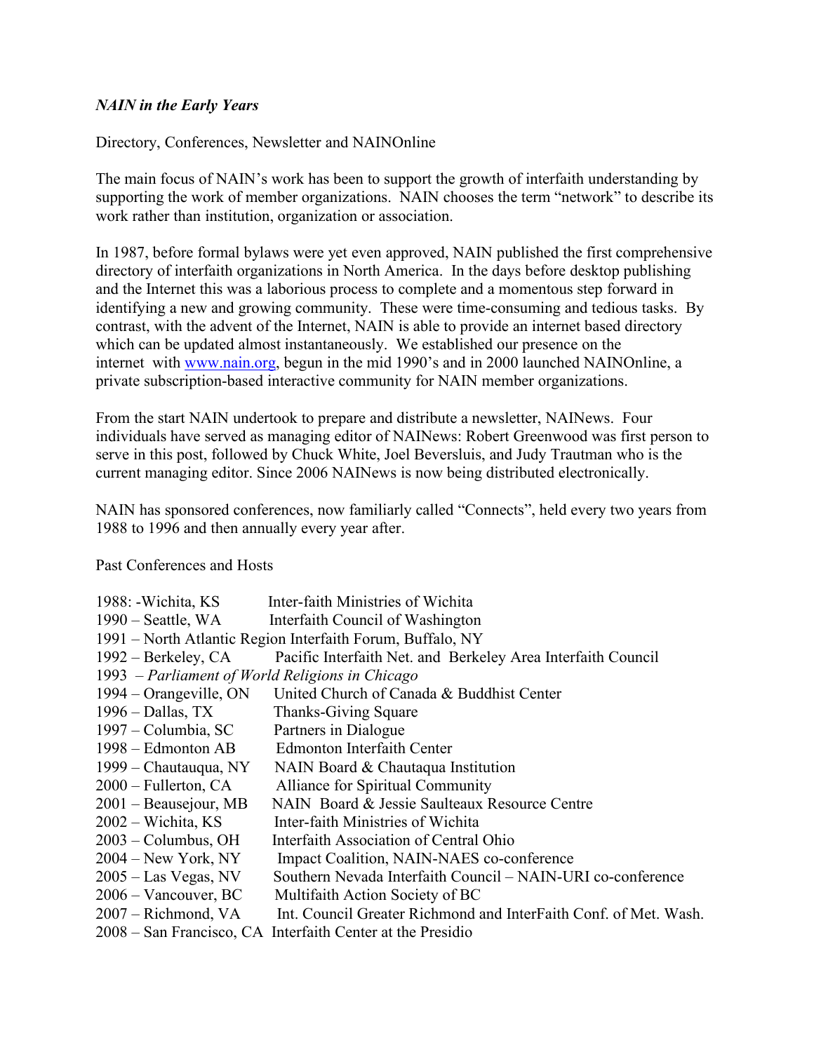***NAIN in the Early Years***

Directory, Conferences, Newsletter and NAINOnline

The main focus of NAIN's work has been to support the growth of interfaith understanding by supporting the work of member organizations. NAIN chooses the term "network" to describe its work rather than institution, organization or association.

In 1987, before formal bylaws were yet even approved, NAIN published the first comprehensive directory of interfaith organizations in North America. In the days before desktop publishing and the Internet this was a laborious process to complete and a momentous step forward in identifying a new and growing community. These were time-consuming and tedious tasks. By contrast, with the advent of the Internet, NAIN is able to provide an internet based directory which can be updated almost instantaneously. We established our presence on the internet with [www.nain.org](http://www.nain.org), begun in the mid 1990's and in 2000 launched NAINOnline, a private subscription-based interactive community for NAIN member organizations.

From the start NAIN undertook to prepare and distribute a newsletter, NAINews. Four individuals have served as managing editor of NAINews: Robert Greenwood was first person to serve in this post, followed by Chuck White, Joel Beversluis, and Judy Trautman who is the current managing editor. Since 2006 NAINews is now being distributed electronically.

NAIN has sponsored conferences, now familiarly called "Connects", held every two years from 1988 to 1996 and then annually every year after.

Past Conferences and Hosts

1988: -Wichita, KS Inter-faith Ministries of Wichita
1990 – Seattle, WA Interfaith Council of Washington
1991 – North Atlantic Region Interfaith Forum, Buffalo, NY
1992 – Berkeley, CA Pacific Interfaith Net. and Berkeley Area Interfaith Council
1993 – *Parliament of World Religions in Chicago*
1994 – Orangeville, ON United Church of Canada & Buddhist Center
1996 – Dallas, TX Thanks-Giving Square
1997 – Columbia, SC Partners in Dialogue
1998 – Edmonton AB Edmonton Interfaith Center
1999 – Chautauqua, NY NAIN Board & Chautaqua Institution
2000 – Fullerton, CA Alliance for Spiritual Community
2001 – Beausejour, MB NAIN Board & Jessie Saulteaux Resource Centre
2002 – Wichita, KS Inter-faith Ministries of Wichita
2003 – Columbus, OH Interfaith Association of Central Ohio
2004 – New York, NY Impact Coalition, NAIN-NAES co-conference
2005 – Las Vegas, NV Southern Nevada Interfaith Council – NAIN-URI co-conference
2006 – Vancouver, BC Multifaith Action Society of BC
2007 – Richmond, VA Int. Council Greater Richmond and InterFaith Conf. of Met. Wash.
2008 – San Francisco, CA Interfaith Center at the Presidio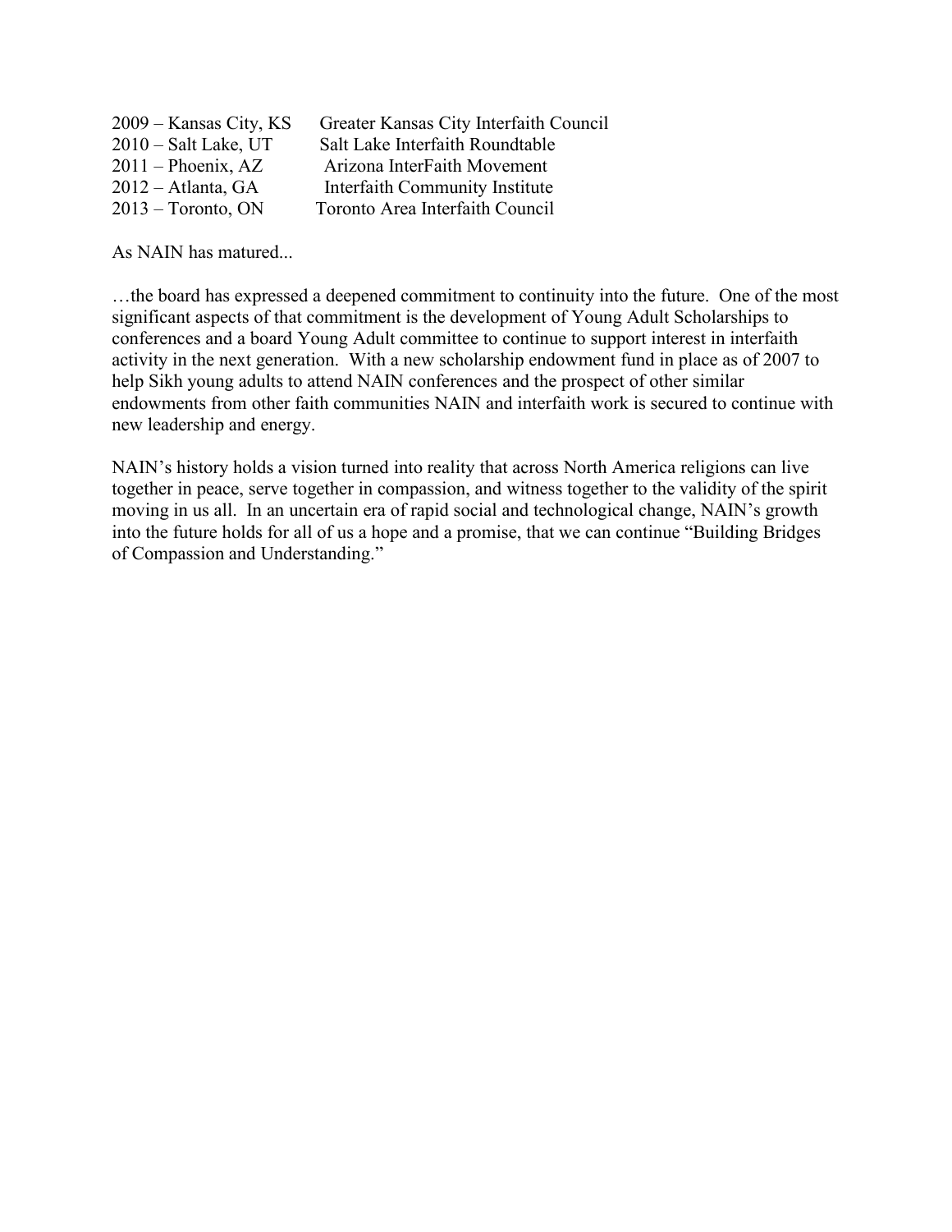| | |
|---|---|
| 2009 – Kansas City, KS | Greater Kansas City Interfaith Council |
| 2010 – Salt Lake, UT | Salt Lake Interfaith Roundtable |
| 2011 – Phoenix, AZ | Arizona InterFaith Movement |
| 2012 – Atlanta, GA | Interfaith Community Institute |
| 2013 – Toronto, ON | Toronto Area Interfaith Council |

As NAIN has matured...

…the board has expressed a deepened commitment to continuity into the future. One of the most significant aspects of that commitment is the development of Young Adult Scholarships to conferences and a board Young Adult committee to continue to support interest in interfaith activity in the next generation. With a new scholarship endowment fund in place as of 2007 to help Sikh young adults to attend NAIN conferences and the prospect of other similar endowments from other faith communities NAIN and interfaith work is secured to continue with new leadership and energy.

NAIN's history holds a vision turned into reality that across North America religions can live together in peace, serve together in compassion, and witness together to the validity of the spirit moving in us all. In an uncertain era of rapid social and technological change, NAIN's growth into the future holds for all of us a hope and a promise, that we can continue "Building Bridges of Compassion and Understanding."